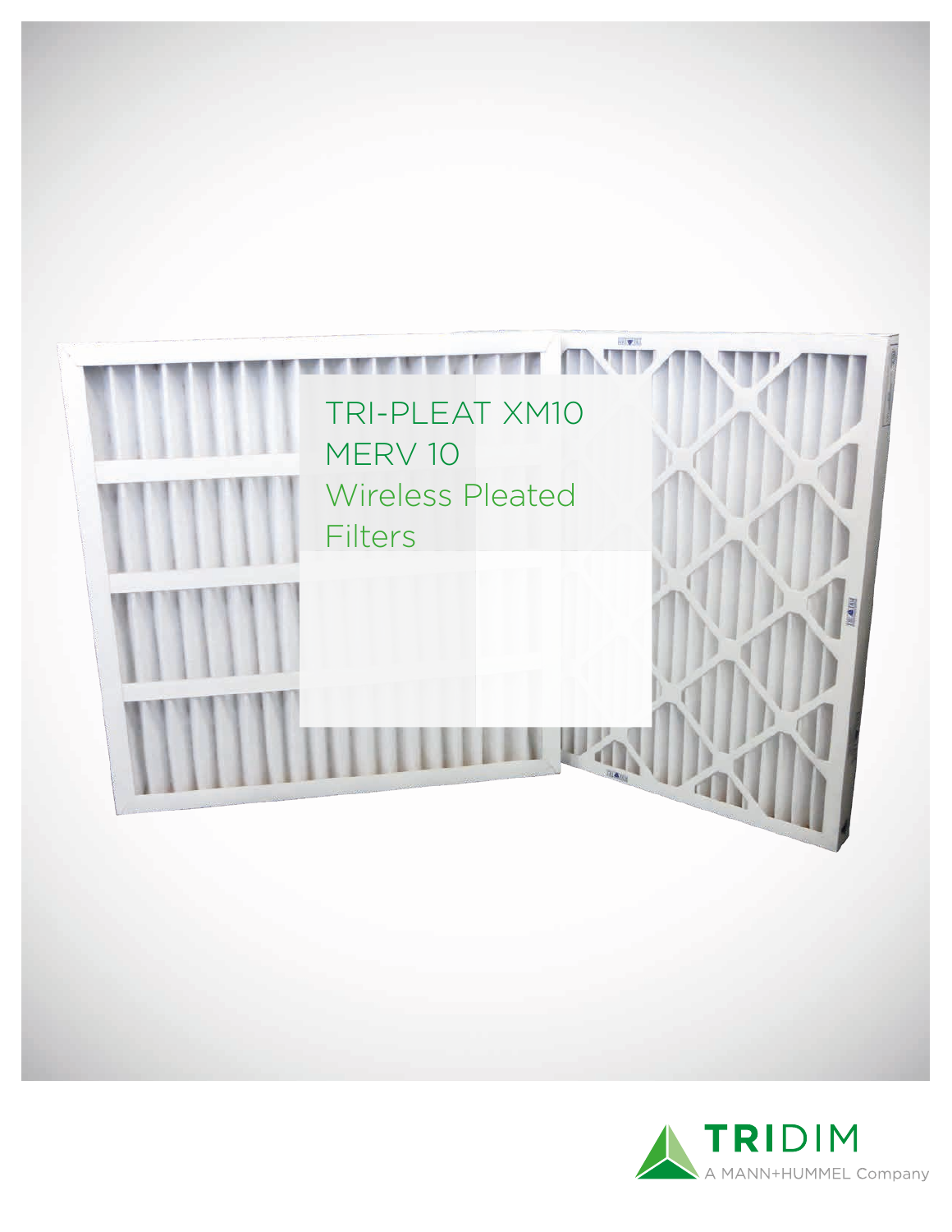# TRI-PLEAT XM10 MERV 10 Wireless Pleated Filters

**TRIDIM**
A MANN+HUMMEL Company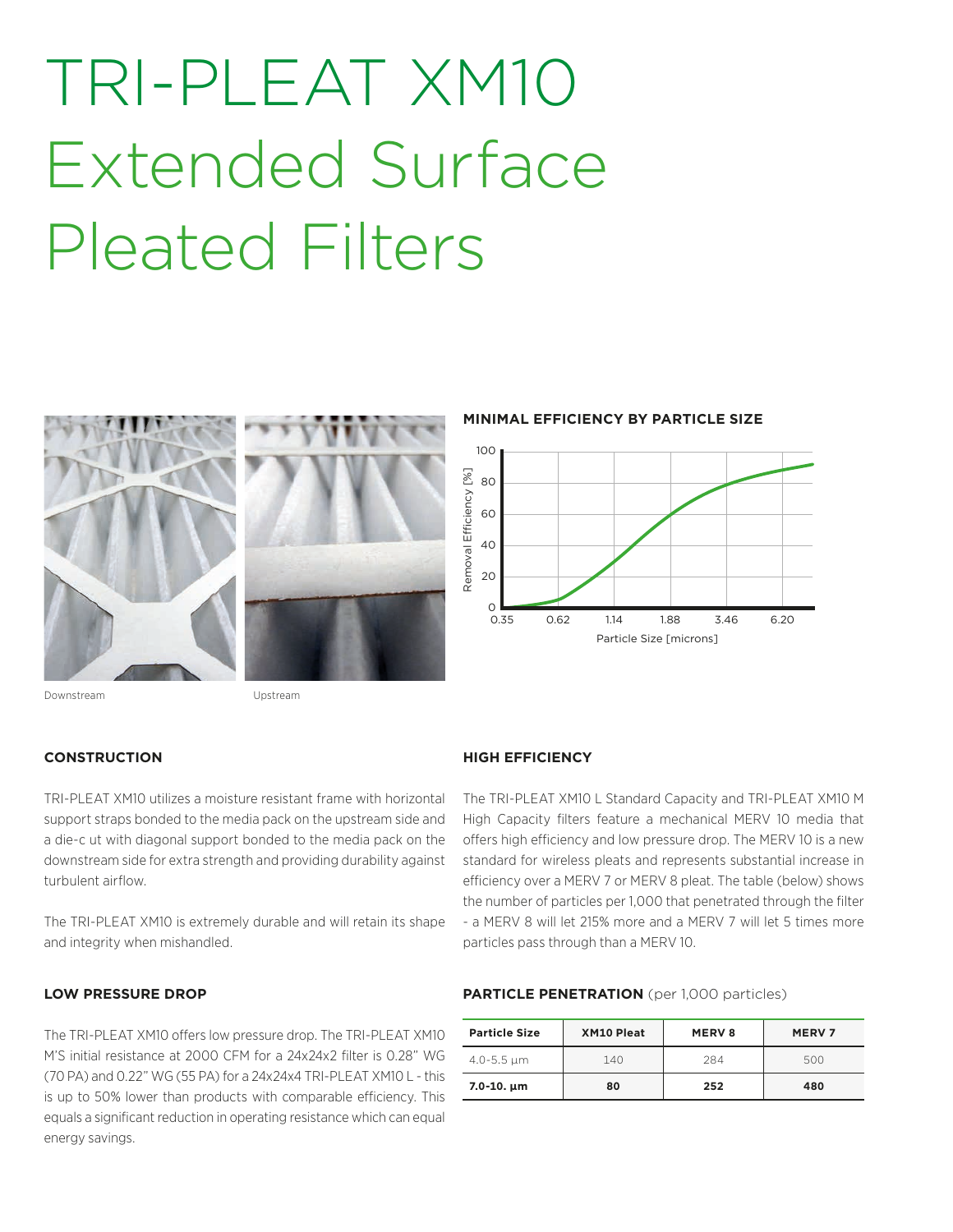# TRI-PLEAT XM10 Extended Surface Pleated Filters

Downstream

Upstream

**MINIMAL EFFICIENCY BY PARTICLE SIZE**

## CONSTRUCTION

TRI-PLEAT XM10 utilizes a moisture resistant frame with horizontal support straps bonded to the media pack on the upstream side and a die-c ut with diagonal support bonded to the media pack on the downstream side for extra strength and providing durability against turbulent airflow.

The TRI-PLEAT XM10 is extremely durable and will retain its shape and integrity when mishandled.

## LOW PRESSURE DROP

The TRI-PLEAT XM10 offers low pressure drop. The TRI-PLEAT XM10 M'S initial resistance at 2000 CFM for a 24x24x2 filter is 0.28" WG (70 PA) and 0.22" WG (55 PA) for a 24x24x4 TRI-PLEAT XM10 L - this is up to 50% lower than products with comparable efficiency. This equals a significant reduction in operating resistance which can equal energy savings.

## HIGH EFFICIENCY

The TRI-PLEAT XM10 L Standard Capacity and TRI-PLEAT XM10 M High Capacity filters feature a mechanical MERV 10 media that offers high efficiency and low pressure drop. The MERV 10 is a new standard for wireless pleats and represents substantial increase in efficiency over a MERV 7 or MERV 8 pleat. The table (below) shows the number of particles per 1,000 that penetrated through the filter - a MERV 8 will let 215% more and a MERV 7 will let 5 times more particles pass through than a MERV 10.

**PARTICLE PENETRATION** (per 1,000 particles)

| Particle Size | XM10 Pleat | MERV 8 | MERV 7 |
|---|---|---|---|
| 4.0-5.5 µm | 140 | 284 | 500 |
| **7.0-10. µm** | **80** | **252** | **480** |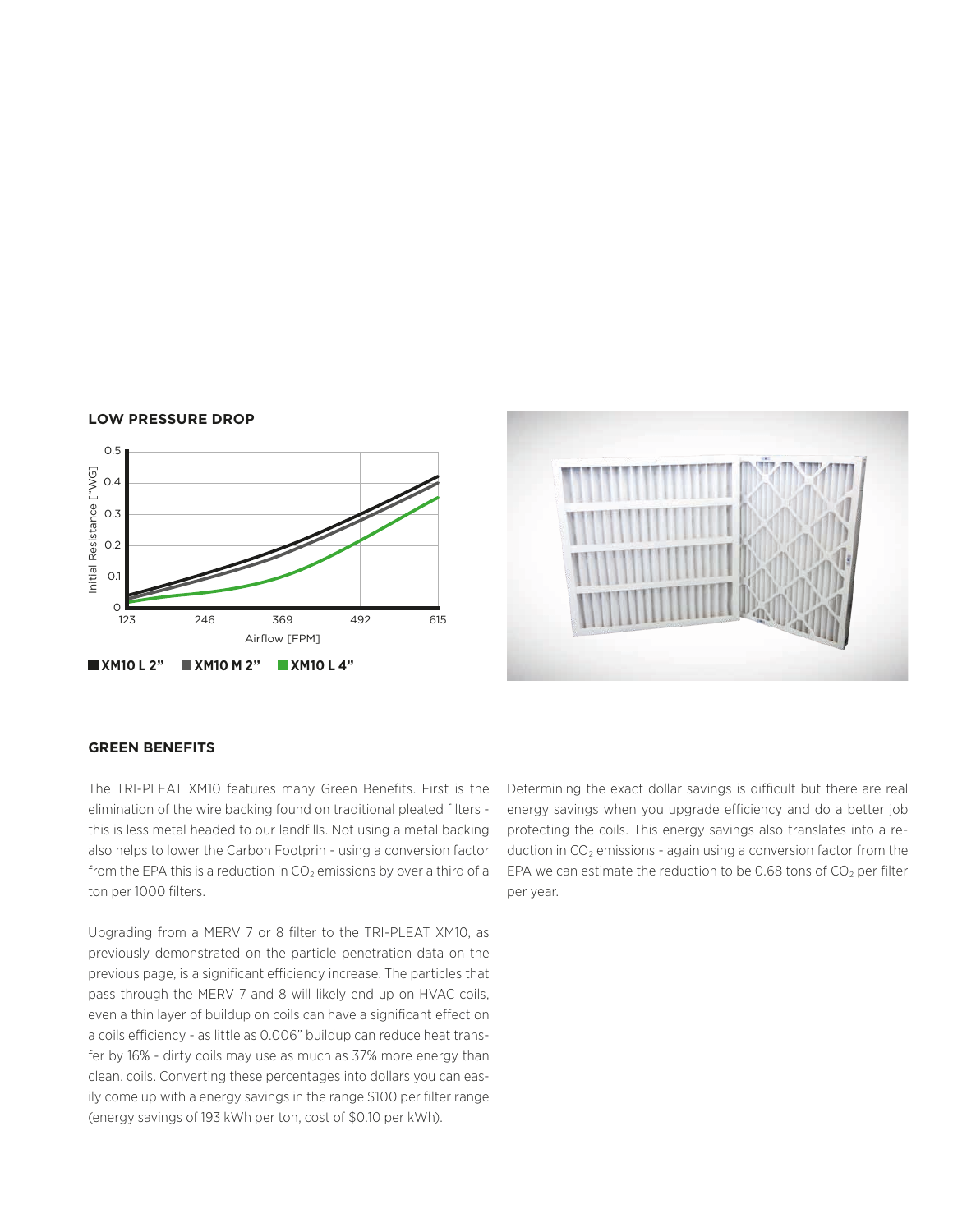## LOW PRESSURE DROP

Initial Resistance ["WG]

Airflow [FPM]

XM10 L 2" XM10 M 2" XM10 L 4"

## GREEN BENEFITS

The TRI-PLEAT XM10 features many Green Benefits. First is the elimination of the wire backing found on traditional pleated filters - this is less metal headed to our landfills. Not using a metal backing also helps to lower the Carbon Footprin - using a conversion factor from the EPA this is a reduction in $CO_2$ emissions by over a third of a ton per 1000 filters.

Upgrading from a MERV 7 or 8 filter to the TRI-PLEAT XM10, as previously demonstrated on the particle penetration data on the previous page, is a significant efficiency increase. The particles that pass through the MERV 7 and 8 will likely end up on HVAC coils, even a thin layer of buildup on coils can have a significant effect on a coils efficiency - as little as 0.006" buildup can reduce heat transfer by 16% - dirty coils may use as much as 37% more energy than clean. coils. Converting these percentages into dollars you can easily come up with a energy savings in the range $100 per filter range (energy savings of 193 kWh per ton, cost of $0.10 per kWh).

Determining the exact dollar savings is difficult but there are real energy savings when you upgrade efficiency and do a better job protecting the coils. This energy savings also translates into a reduction in $CO_2$ emissions - again using a conversion factor from the EPA we can estimate the reduction to be 0.68 tons of $CO_2$ per filter per year.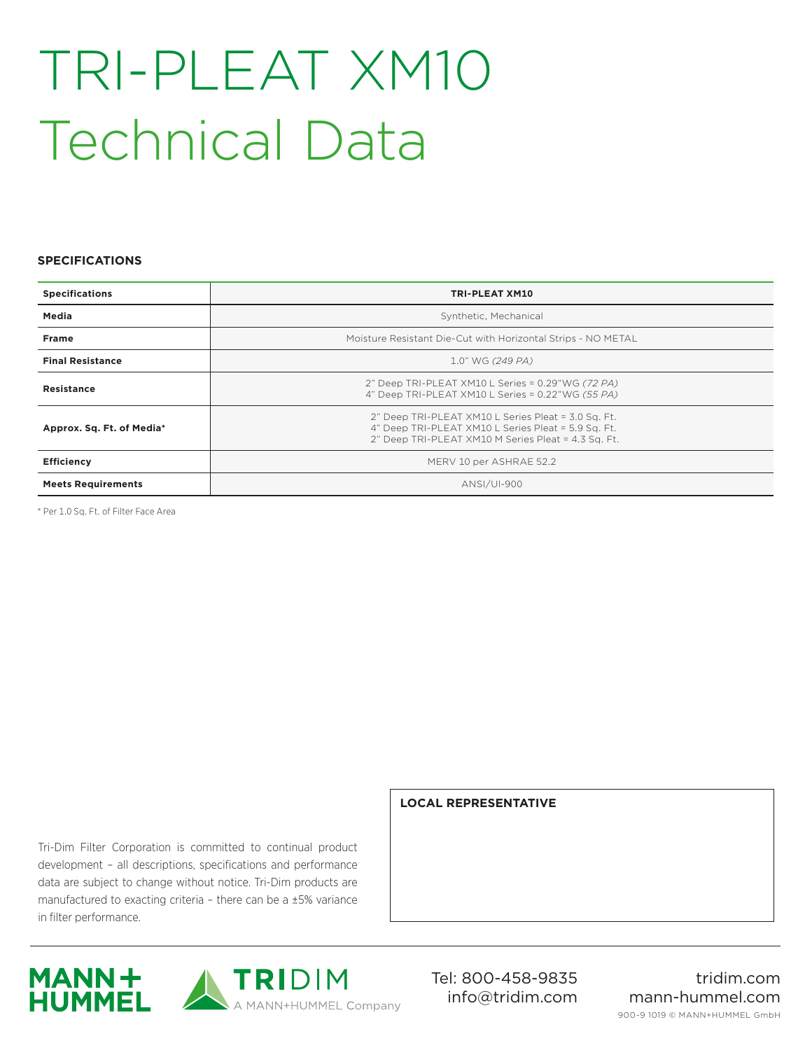# TRI-PLEAT XM10 Technical Data

### SPECIFICATIONS

| Specifications | TRI-PLEAT XM10 |
|---|---|
| **Media** | Synthetic, Mechanical |
| **Frame** | Moisture Resistant Die-Cut with Horizontal Strips - NO METAL |
| **Final Resistance** | 1.0" WG *(249 PA)* |
| **Resistance** | 2" Deep TRI-PLEAT XM10 L Series = 0.29"WG *(72 PA)*<br>4" Deep TRI-PLEAT XM10 L Series = 0.22"WG *(55 PA)* |
| **Approx. Sq. Ft. of Media*** | 2" Deep TRI-PLEAT XM10 L Series Pleat = 3.0 Sq. Ft.<br>4" Deep TRI-PLEAT XM10 L Series Pleat = 5.9 Sq. Ft.<br>2" Deep TRI-PLEAT XM10 M Series Pleat = 4.3 Sq. Ft. |
| **Efficiency** | MERV 10 per ASHRAE 52.2 |
| **Meets Requirements** | ANSI/UI-900 |

* Per 1.0 Sq. Ft. of Filter Face Area

Tri-Dim Filter Corporation is committed to continual product development – all descriptions, specifications and performance data are subject to change without notice. Tri-Dim products are manufactured to exacting criteria – there can be a ±5% variance in filter performance.

**LOCAL REPRESENTATIVE**

MANN+HUMMEL

TRIDIM
A MANN+HUMMEL Company

Tel: 800-458-9835
info@tridim.com

tridim.com
mann-hummel.com

900-9 1019 © MANN+HUMMEL GmbH